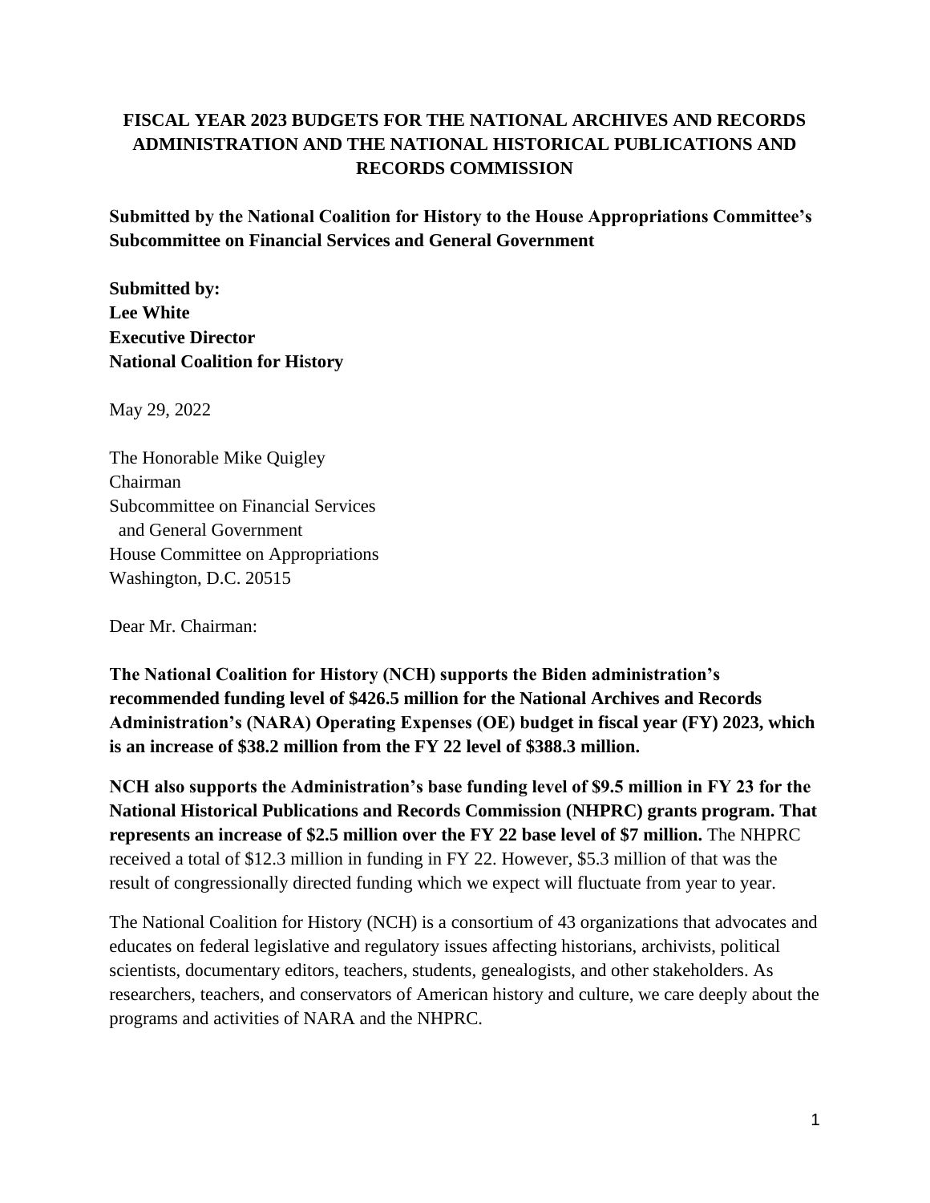# FISCAL YEAR 2023 BUDGETS FOR THE NATIONAL ARCHIVES AND RECORDS ADMINISTRATION AND THE NATIONAL HISTORICAL PUBLICATIONS AND RECORDS COMMISSION

**Submitted by the National Coalition for History to the House Appropriations Committee's Subcommittee on Financial Services and General Government**

**Submitted by:**
**Lee White**
**Executive Director**
**National Coalition for History**

May 29, 2022

The Honorable Mike Quigley
Chairman
Subcommittee on Financial Services
and General Government
House Committee on Appropriations
Washington, D.C. 20515

Dear Mr. Chairman:

**The National Coalition for History (NCH) supports the Biden administration's recommended funding level of $426.5 million for the National Archives and Records Administration's (NARA) Operating Expenses (OE) budget in fiscal year (FY) 2023, which is an increase of $38.2 million from the FY 22 level of $388.3 million.**

**NCH also supports the Administration's base funding level of $9.5 million in FY 23 for the National Historical Publications and Records Commission (NHPRC) grants program. That represents an increase of $2.5 million over the FY 22 base level of $7 million.** The NHPRC received a total of $12.3 million in funding in FY 22. However, $5.3 million of that was the result of congressionally directed funding which we expect will fluctuate from year to year.

The National Coalition for History (NCH) is a consortium of 43 organizations that advocates and educates on federal legislative and regulatory issues affecting historians, archivists, political scientists, documentary editors, teachers, students, genealogists, and other stakeholders. As researchers, teachers, and conservators of American history and culture, we care deeply about the programs and activities of NARA and the NHPRC.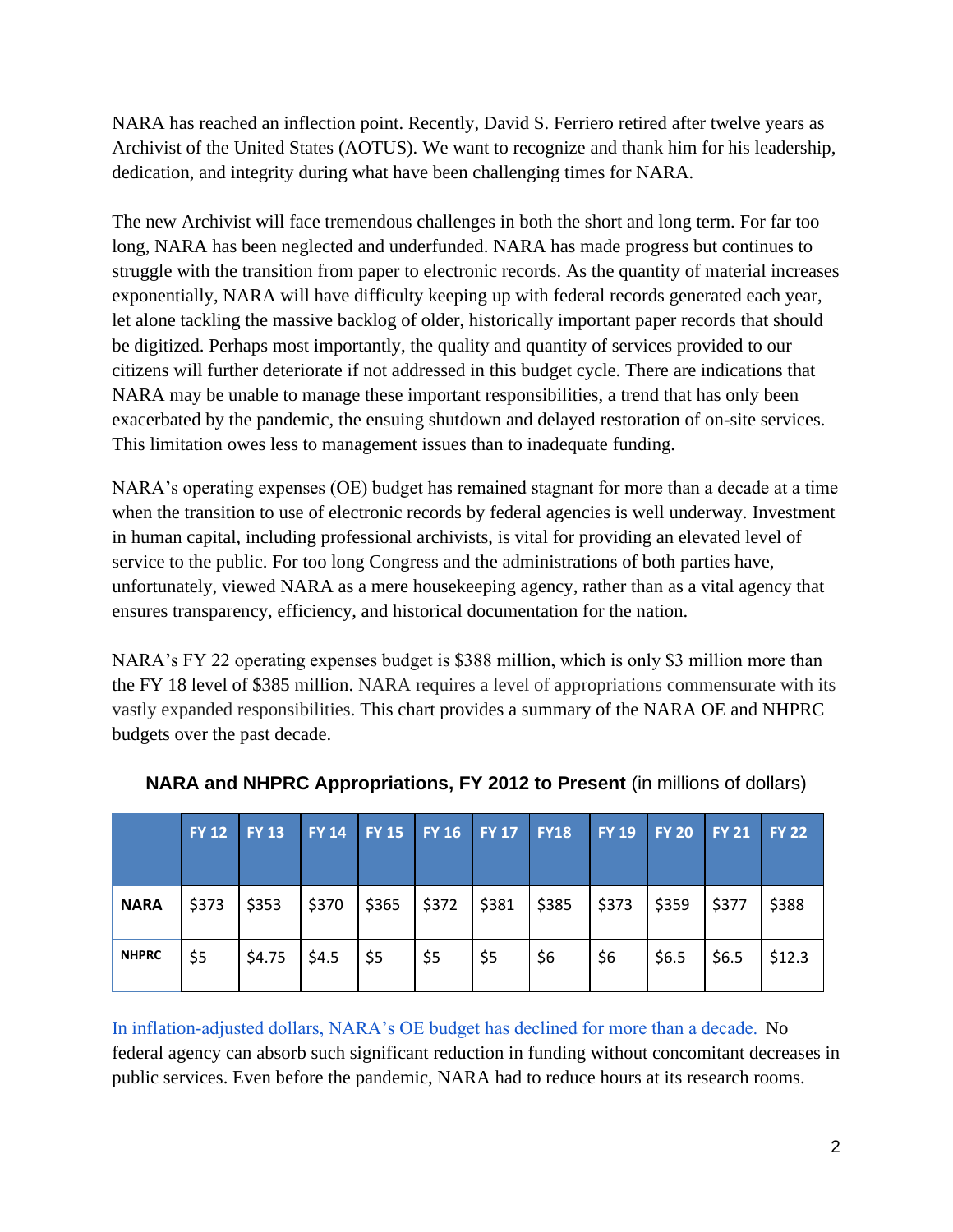NARA has reached an inflection point. Recently, David S. Ferriero retired after twelve years as Archivist of the United States (AOTUS). We want to recognize and thank him for his leadership, dedication, and integrity during what have been challenging times for NARA.

The new Archivist will face tremendous challenges in both the short and long term. For far too long, NARA has been neglected and underfunded. NARA has made progress but continues to struggle with the transition from paper to electronic records. As the quantity of material increases exponentially, NARA will have difficulty keeping up with federal records generated each year, let alone tackling the massive backlog of older, historically important paper records that should be digitized. Perhaps most importantly, the quality and quantity of services provided to our citizens will further deteriorate if not addressed in this budget cycle. There are indications that NARA may be unable to manage these important responsibilities, a trend that has only been exacerbated by the pandemic, the ensuing shutdown and delayed restoration of on-site services. This limitation owes less to management issues than to inadequate funding.

NARA's operating expenses (OE) budget has remained stagnant for more than a decade at a time when the transition to use of electronic records by federal agencies is well underway. Investment in human capital, including professional archivists, is vital for providing an elevated level of service to the public. For too long Congress and the administrations of both parties have, unfortunately, viewed NARA as a mere housekeeping agency, rather than as a vital agency that ensures transparency, efficiency, and historical documentation for the nation.

NARA's FY 22 operating expenses budget is $388 million, which is only $3 million more than the FY 18 level of $385 million. NARA requires a level of appropriations commensurate with its vastly expanded responsibilities. This chart provides a summary of the NARA OE and NHPRC budgets over the past decade.

**NARA and NHPRC Appropriations, FY 2012 to Present** (in millions of dollars)

| | FY 12 | FY 13 | FY 14 | FY 15 | FY 16 | FY 17 | FY18 | FY 19 | FY 20 | FY 21 | FY 22 |
|---|---|---|---|---|---|---|---|---|---|---|---|
| **NARA** | $373 | $353 | $370 | $365 | $372 | $381 | $385 | $373 | $359 | $377 | $388 |
| **NHPRC** | $5 | $4.75 | $4.5 | $5 | $5 | $5 | $6 | $6 | $6.5 | $6.5 | $12.3 |

In inflation-adjusted dollars, NARA's OE budget has declined for more than a decade. No federal agency can absorb such significant reduction in funding without concomitant decreases in public services. Even before the pandemic, NARA had to reduce hours at its research rooms.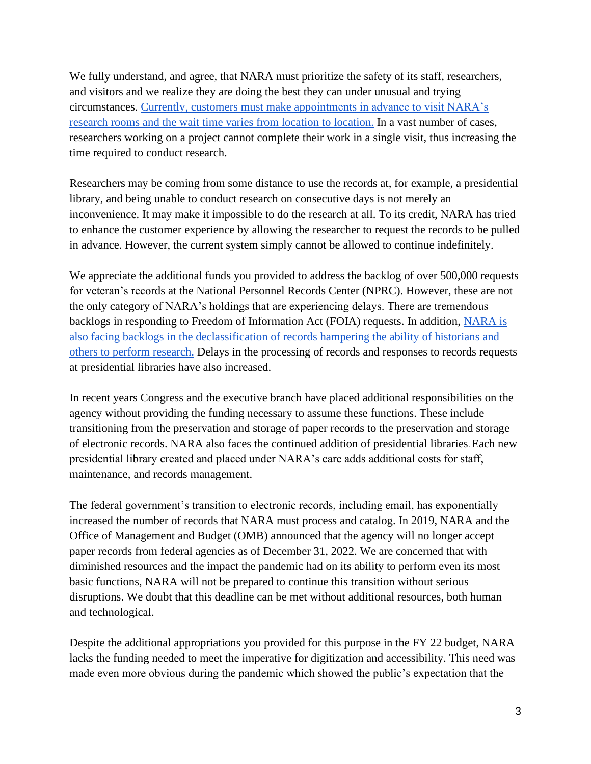We fully understand, and agree, that NARA must prioritize the safety of its staff, researchers, and visitors and we realize they are doing the best they can under unusual and trying circumstances. Currently, customers must make appointments in advance to visit NARA's research rooms and the wait time varies from location to location. In a vast number of cases, researchers working on a project cannot complete their work in a single visit, thus increasing the time required to conduct research.

Researchers may be coming from some distance to use the records at, for example, a presidential library, and being unable to conduct research on consecutive days is not merely an inconvenience. It may make it impossible to do the research at all. To its credit, NARA has tried to enhance the customer experience by allowing the researcher to request the records to be pulled in advance. However, the current system simply cannot be allowed to continue indefinitely.

We appreciate the additional funds you provided to address the backlog of over 500,000 requests for veteran's records at the National Personnel Records Center (NPRC). However, these are not the only category of NARA's holdings that are experiencing delays. There are tremendous backlogs in responding to Freedom of Information Act (FOIA) requests. In addition, NARA is also facing backlogs in the declassification of records hampering the ability of historians and others to perform research. Delays in the processing of records and responses to records requests at presidential libraries have also increased.

In recent years Congress and the executive branch have placed additional responsibilities on the agency without providing the funding necessary to assume these functions. These include transitioning from the preservation and storage of paper records to the preservation and storage of electronic records. NARA also faces the continued addition of presidential libraries. Each new presidential library created and placed under NARA's care adds additional costs for staff, maintenance, and records management.

The federal government's transition to electronic records, including email, has exponentially increased the number of records that NARA must process and catalog. In 2019, NARA and the Office of Management and Budget (OMB) announced that the agency will no longer accept paper records from federal agencies as of December 31, 2022. We are concerned that with diminished resources and the impact the pandemic had on its ability to perform even its most basic functions, NARA will not be prepared to continue this transition without serious disruptions. We doubt that this deadline can be met without additional resources, both human and technological.

Despite the additional appropriations you provided for this purpose in the FY 22 budget, NARA lacks the funding needed to meet the imperative for digitization and accessibility. This need was made even more obvious during the pandemic which showed the public's expectation that the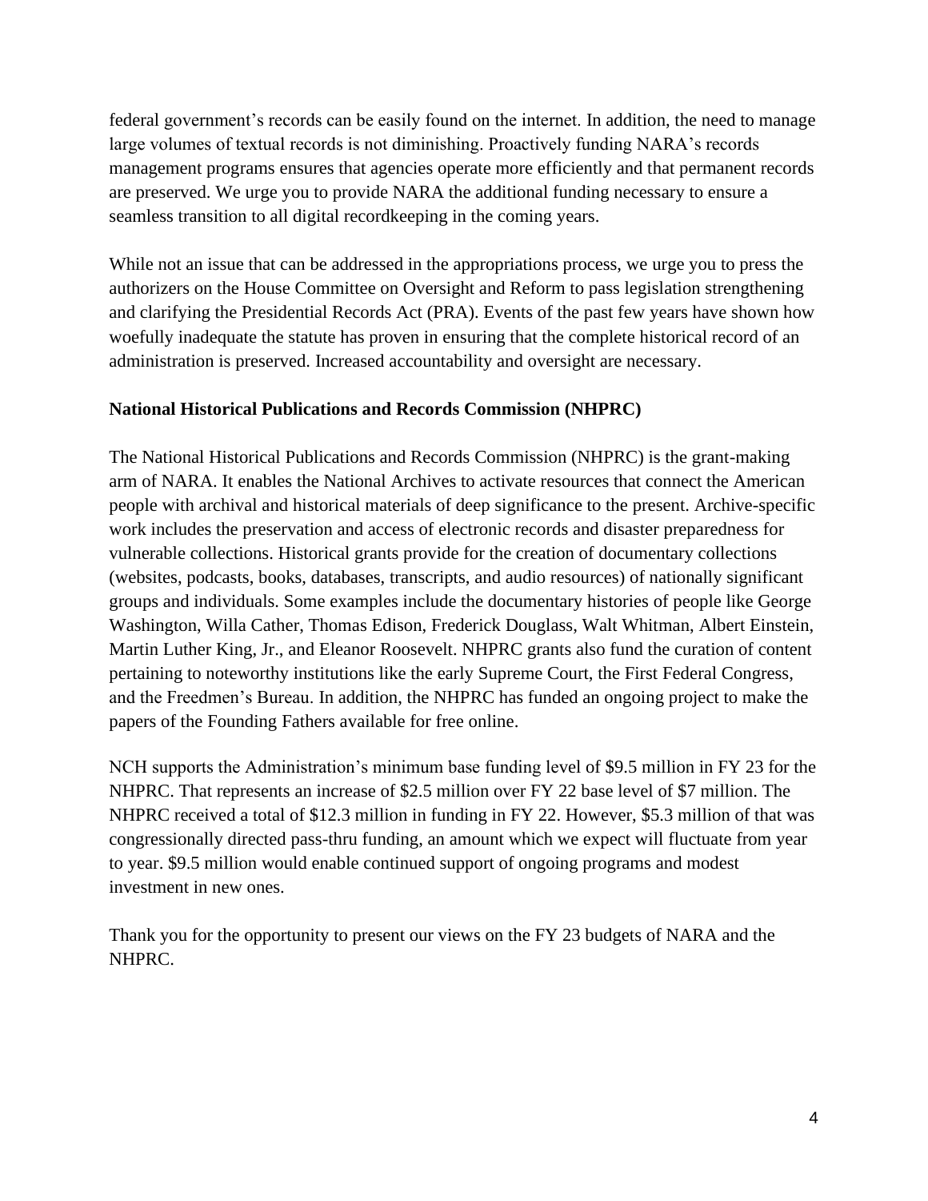federal government's records can be easily found on the internet. In addition, the need to manage large volumes of textual records is not diminishing. Proactively funding NARA's records management programs ensures that agencies operate more efficiently and that permanent records are preserved. We urge you to provide NARA the additional funding necessary to ensure a seamless transition to all digital recordkeeping in the coming years.

While not an issue that can be addressed in the appropriations process, we urge you to press the authorizers on the House Committee on Oversight and Reform to pass legislation strengthening and clarifying the Presidential Records Act (PRA). Events of the past few years have shown how woefully inadequate the statute has proven in ensuring that the complete historical record of an administration is preserved. Increased accountability and oversight are necessary.

**National Historical Publications and Records Commission (NHPRC)**

The National Historical Publications and Records Commission (NHPRC) is the grant-making arm of NARA. It enables the National Archives to activate resources that connect the American people with archival and historical materials of deep significance to the present. Archive-specific work includes the preservation and access of electronic records and disaster preparedness for vulnerable collections. Historical grants provide for the creation of documentary collections (websites, podcasts, books, databases, transcripts, and audio resources) of nationally significant groups and individuals. Some examples include the documentary histories of people like George Washington, Willa Cather, Thomas Edison, Frederick Douglass, Walt Whitman, Albert Einstein, Martin Luther King, Jr., and Eleanor Roosevelt. NHPRC grants also fund the curation of content pertaining to noteworthy institutions like the early Supreme Court, the First Federal Congress, and the Freedmen's Bureau. In addition, the NHPRC has funded an ongoing project to make the papers of the Founding Fathers available for free online.

NCH supports the Administration's minimum base funding level of $9.5 million in FY 23 for the NHPRC. That represents an increase of $2.5 million over FY 22 base level of $7 million. The NHPRC received a total of $12.3 million in funding in FY 22. However, $5.3 million of that was congressionally directed pass-thru funding, an amount which we expect will fluctuate from year to year. $9.5 million would enable continued support of ongoing programs and modest investment in new ones.

Thank you for the opportunity to present our views on the FY 23 budgets of NARA and the NHPRC.